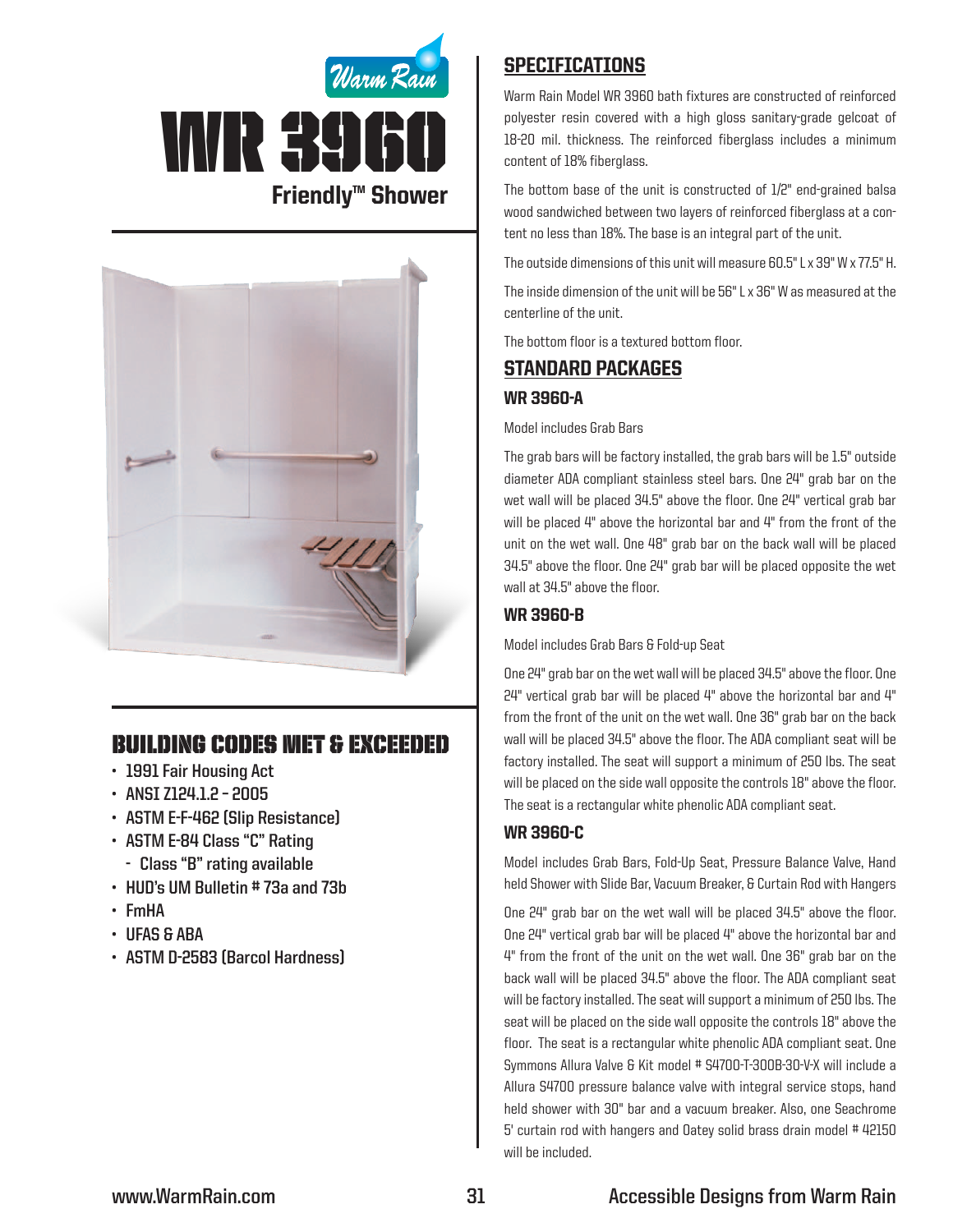Warm Rain

# WR 3960

## Friendly™ Shower

## BUILDING CODES MET & EXCEEDED

- 1991 Fair Housing Act
- ANSI Z124.1.2 – 2005
- ASTM E-F-462 (Slip Resistance)
- ASTM E-84 Class "C" Rating
  - Class "B" rating available
- HUD's UM Bulletin # 73a and 73b
- FmHA
- UFAS & ABA
- ASTM D-2583 (Barcol Hardness)

## SPECIFICATIONS

Warm Rain Model WR 3960 bath fixtures are constructed of reinforced polyester resin covered with a high gloss sanitary-grade gelcoat of 18-20 mil. thickness. The reinforced fiberglass includes a minimum content of 18% fiberglass.

The bottom base of the unit is constructed of 1/2" end-grained balsa wood sandwiched between two layers of reinforced fiberglass at a content no less than 18%. The base is an integral part of the unit.

The outside dimensions of this unit will measure 60.5" L x 39" W x 77.5" H.

The inside dimension of the unit will be 56" L x 36" W as measured at the centerline of the unit.

The bottom floor is a textured bottom floor.

## STANDARD PACKAGES

### WR 3960-A

Model includes Grab Bars

The grab bars will be factory installed, the grab bars will be 1.5" outside diameter ADA compliant stainless steel bars. One 24" grab bar on the wet wall will be placed 34.5" above the floor. One 24" vertical grab bar will be placed 4" above the horizontal bar and 4" from the front of the unit on the wet wall. One 48" grab bar on the back wall will be placed 34.5" above the floor. One 24" grab bar will be placed opposite the wet wall at 34.5" above the floor.

### WR 3960-B

Model includes Grab Bars & Fold-up Seat

One 24" grab bar on the wet wall will be placed 34.5" above the floor. One 24" vertical grab bar will be placed 4" above the horizontal bar and 4" from the front of the unit on the wet wall. One 36" grab bar on the back wall will be placed 34.5" above the floor. The ADA compliant seat will be factory installed. The seat will support a minimum of 250 lbs. The seat will be placed on the side wall opposite the controls 18" above the floor. The seat is a rectangular white phenolic ADA compliant seat.

### WR 3960-C

Model includes Grab Bars, Fold-Up Seat, Pressure Balance Valve, Hand held Shower with Slide Bar, Vacuum Breaker, & Curtain Rod with Hangers

One 24" grab bar on the wet wall will be placed 34.5" above the floor. One 24" vertical grab bar will be placed 4" above the horizontal bar and 4" from the front of the unit on the wet wall. One 36" grab bar on the back wall will be placed 34.5" above the floor. The ADA compliant seat will be factory installed. The seat will support a minimum of 250 lbs. The seat will be placed on the side wall opposite the controls 18" above the floor. The seat is a rectangular white phenolic ADA compliant seat. One Symmons Allura Valve & Kit model # S4700-T-300B-30-V-X will include a Allura S4700 pressure balance valve with integral service stops, hand held shower with 30" bar and a vacuum breaker. Also, one Seachrome 5' curtain rod with hangers and Oatey solid brass drain model # 42150 will be included.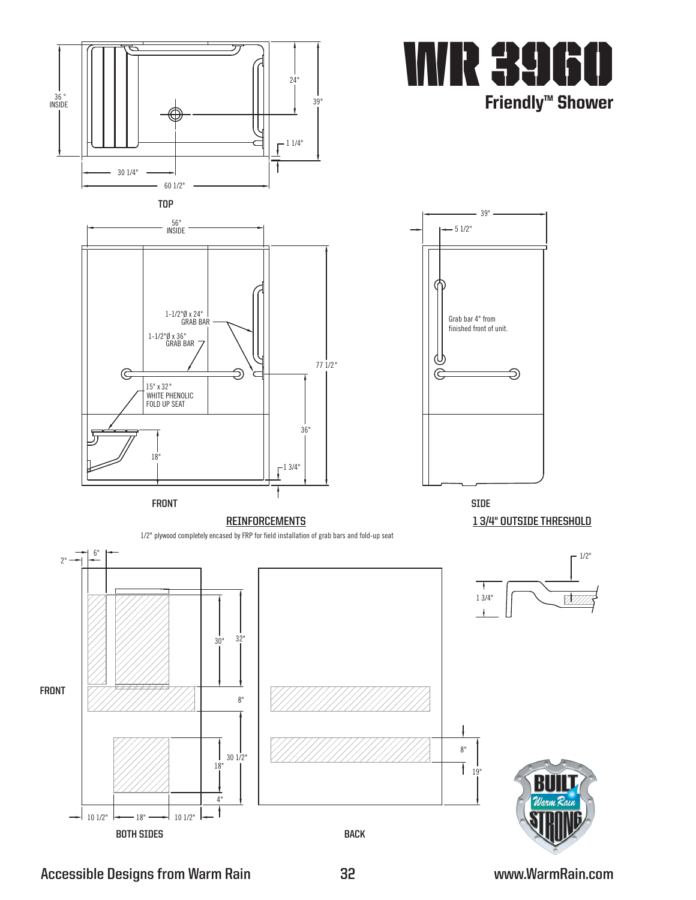# WR 3960

## Friendly™ Shower

TOP

36" INSIDE

24"

39"

1 1/4"

30 1/4"

60 1/2"

FRONT

56" INSIDE

1-1/2"Ø x 24" GRAB BAR

1-1/2"Ø x 36" GRAB BAR

15" x 32" WHITE PHENOLIC FOLD UP SEAT

77 1/2"

36"

18"

1 3/4"

SIDE

39"

5 1/2"

Grab bar 4" from finished front of unit.

## REINFORCEMENTS

1/2" plywood completely encased by FRP for field installation of grab bars and fold-up seat

FRONT

2"

6"

30"

32"

8"

30 1/2"

18"

4"

10 1/2"

18"

10 1/2"

BOTH SIDES

BACK

8"

19"

## 1 3/4" OUTSIDE THRESHOLD

1/2"

1 3/4"

BUILT Warm Rain STRONG

Accessible Designs from Warm Rain

www.WarmRain.com